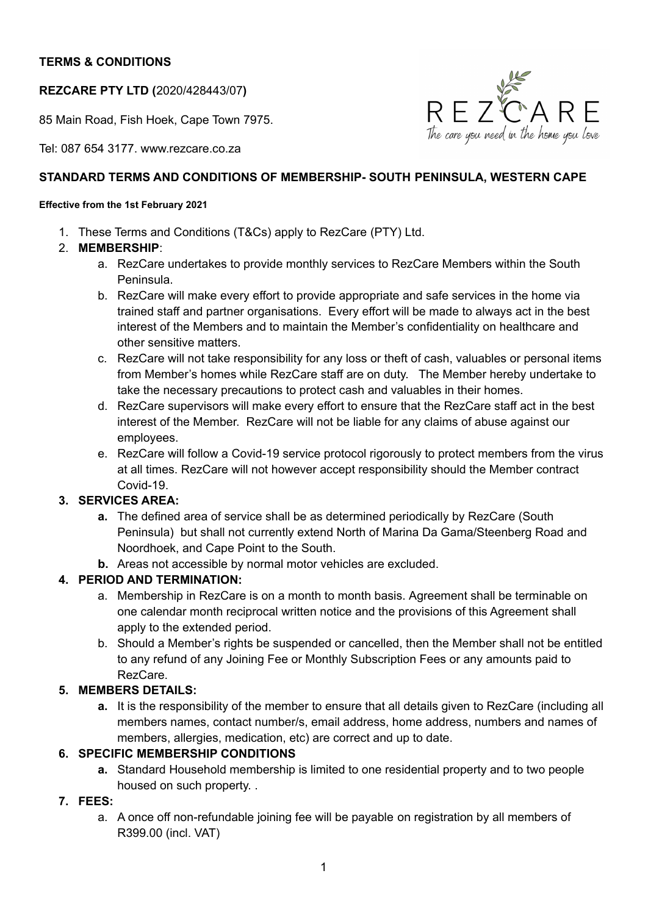**TERMS & CONDITIONS**

**REZCARE PTY LTD (**2020/428443/07**)**

85 Main Road, Fish Hoek, Cape Town 7975.

Tel: 087 654 3177. www.rezcare.co.za

**STANDARD TERMS AND CONDITIONS OF MEMBERSHIP- SOUTH PENINSULA, WESTERN CAPE**

**Effective from the 1st February 2021**

1. These Terms and Conditions (T&Cs) apply to RezCare (PTY) Ltd.
2. **MEMBERSHIP**:
   a. RezCare undertakes to provide monthly services to RezCare Members within the South Peninsula.
   b. RezCare will make every effort to provide appropriate and safe services in the home via trained staff and partner organisations. Every effort will be made to always act in the best interest of the Members and to maintain the Member's confidentiality on healthcare and other sensitive matters.
   c. RezCare will not take responsibility for any loss or theft of cash, valuables or personal items from Member's homes while RezCare staff are on duty. The Member hereby undertake to take the necessary precautions to protect cash and valuables in their homes.
   d. RezCare supervisors will make every effort to ensure that the RezCare staff act in the best interest of the Member. RezCare will not be liable for any claims of abuse against our employees.
   e. RezCare will follow a Covid-19 service protocol rigorously to protect members from the virus at all times. RezCare will not however accept responsibility should the Member contract Covid-19.
3. **SERVICES AREA:**
   **a.** The defined area of service shall be as determined periodically by RezCare (South Peninsula) but shall not currently extend North of Marina Da Gama/Steenberg Road and Noordhoek, and Cape Point to the South.
   **b.** Areas not accessible by normal motor vehicles are excluded.
4. **PERIOD AND TERMINATION:**
   a. Membership in RezCare is on a month to month basis. Agreement shall be terminable on one calendar month reciprocal written notice and the provisions of this Agreement shall apply to the extended period.
   b. Should a Member's rights be suspended or cancelled, then the Member shall not be entitled to any refund of any Joining Fee or Monthly Subscription Fees or any amounts paid to RezCare.
5. **MEMBERS DETAILS:**
   **a.** It is the responsibility of the member to ensure that all details given to RezCare (including all members names, contact number/s, email address, home address, numbers and names of members, allergies, medication, etc) are correct and up to date.
6. **SPECIFIC MEMBERSHIP CONDITIONS**
   **a.** Standard Household membership is limited to one residential property and to two people housed on such property. .
7. **FEES:**
   a. A once off non-refundable joining fee will be payable on registration by all members of R399.00 (incl. VAT)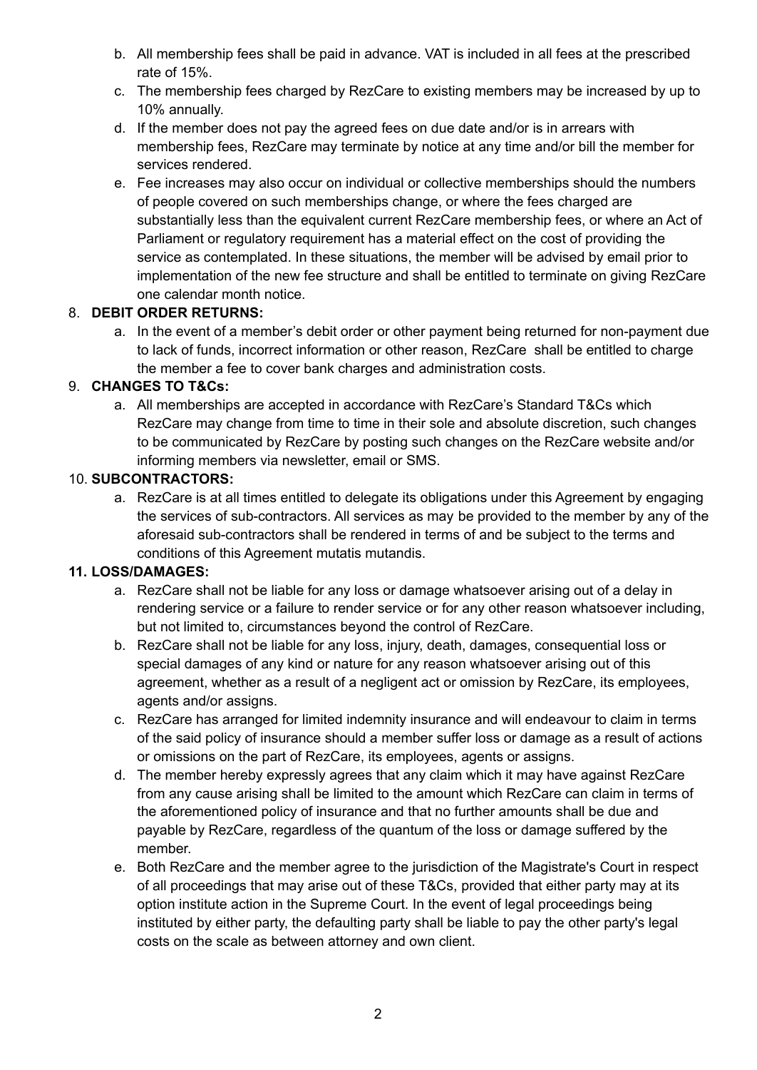b. All membership fees shall be paid in advance. VAT is included in all fees at the prescribed rate of 15%.
c. The membership fees charged by RezCare to existing members may be increased by up to 10% annually.
d. If the member does not pay the agreed fees on due date and/or is in arrears with membership fees, RezCare may terminate by notice at any time and/or bill the member for services rendered.
e. Fee increases may also occur on individual or collective memberships should the numbers of people covered on such memberships change, or where the fees charged are substantially less than the equivalent current RezCare membership fees, or where an Act of Parliament or regulatory requirement has a material effect on the cost of providing the service as contemplated. In these situations, the member will be advised by email prior to implementation of the new fee structure and shall be entitled to terminate on giving RezCare one calendar month notice.

8. **DEBIT ORDER RETURNS:**
   a. In the event of a member's debit order or other payment being returned for non-payment due to lack of funds, incorrect information or other reason, RezCare shall be entitled to charge the member a fee to cover bank charges and administration costs.

9. **CHANGES TO T&Cs:**
   a. All memberships are accepted in accordance with RezCare's Standard T&Cs which RezCare may change from time to time in their sole and absolute discretion, such changes to be communicated by RezCare by posting such changes on the RezCare website and/or informing members via newsletter, email or SMS.

10. **SUBCONTRACTORS:**
    a. RezCare is at all times entitled to delegate its obligations under this Agreement by engaging the services of sub-contractors. All services as may be provided to the member by any of the aforesaid sub-contractors shall be rendered in terms of and be subject to the terms and conditions of this Agreement mutatis mutandis.

**11. LOSS/DAMAGES:**
   a. RezCare shall not be liable for any loss or damage whatsoever arising out of a delay in rendering service or a failure to render service or for any other reason whatsoever including, but not limited to, circumstances beyond the control of RezCare.
   b. RezCare shall not be liable for any loss, injury, death, damages, consequential loss or special damages of any kind or nature for any reason whatsoever arising out of this agreement, whether as a result of a negligent act or omission by RezCare, its employees, agents and/or assigns.
   c. RezCare has arranged for limited indemnity insurance and will endeavour to claim in terms of the said policy of insurance should a member suffer loss or damage as a result of actions or omissions on the part of RezCare, its employees, agents or assigns.
   d. The member hereby expressly agrees that any claim which it may have against RezCare from any cause arising shall be limited to the amount which RezCare can claim in terms of the aforementioned policy of insurance and that no further amounts shall be due and payable by RezCare, regardless of the quantum of the loss or damage suffered by the member.
   e. Both RezCare and the member agree to the jurisdiction of the Magistrate's Court in respect of all proceedings that may arise out of these T&Cs, provided that either party may at its option institute action in the Supreme Court. In the event of legal proceedings being instituted by either party, the defaulting party shall be liable to pay the other party's legal costs on the scale as between attorney and own client.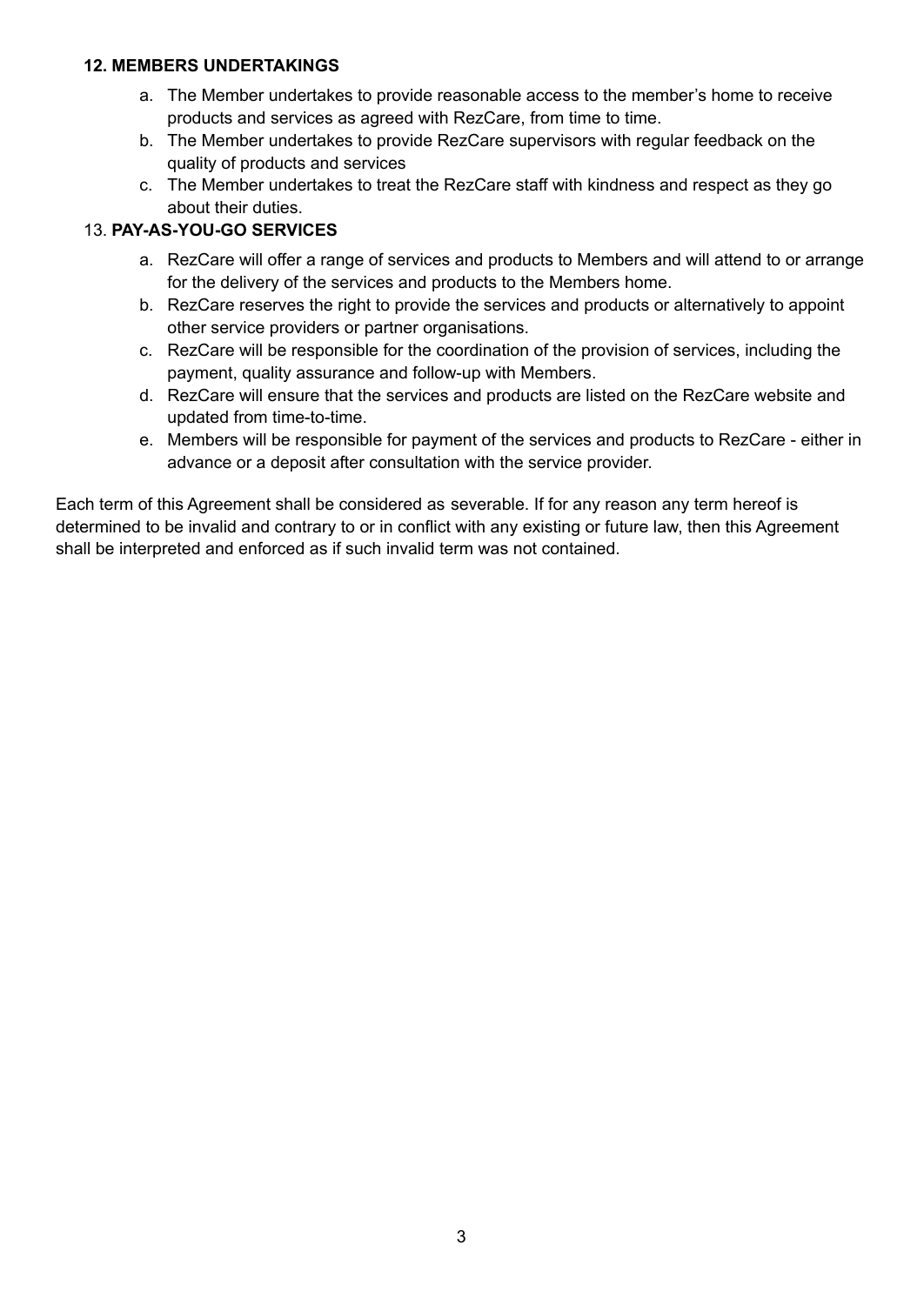**12. MEMBERS UNDERTAKINGS**

a. The Member undertakes to provide reasonable access to the member's home to receive products and services as agreed with RezCare, from time to time.
b. The Member undertakes to provide RezCare supervisors with regular feedback on the quality of products and services
c. The Member undertakes to treat the RezCare staff with kindness and respect as they go about their duties.

13. **PAY-AS-YOU-GO SERVICES**

a. RezCare will offer a range of services and products to Members and will attend to or arrange for the delivery of the services and products to the Members home.
b. RezCare reserves the right to provide the services and products or alternatively to appoint other service providers or partner organisations.
c. RezCare will be responsible for the coordination of the provision of services, including the payment, quality assurance and follow-up with Members.
d. RezCare will ensure that the services and products are listed on the RezCare website and updated from time-to-time.
e. Members will be responsible for payment of the services and products to RezCare - either in advance or a deposit after consultation with the service provider.

Each term of this Agreement shall be considered as severable. If for any reason any term hereof is determined to be invalid and contrary to or in conflict with any existing or future law, then this Agreement shall be interpreted and enforced as if such invalid term was not contained.